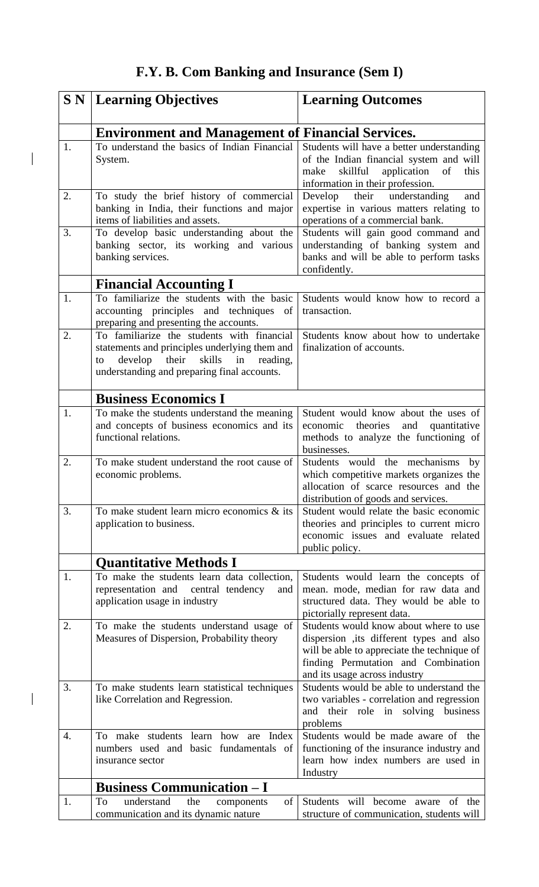# F.Y. B. Com Banking and Insurance (Sem I)

| S N | Learning Objectives | Learning Outcomes |
|---|---|---|
| | **Environment and Management of Financial Services.** | |
| 1. | To understand the basics of Indian Financial System. | Students will have a better understanding of the Indian financial system and will make skillful application of this information in their profession. |
| 2. | To study the brief history of commercial banking in India, their functions and major items of liabilities and assets. | Develop their understanding and expertise in various matters relating to operations of a commercial bank. |
| 3. | To develop basic understanding about the banking sector, its working and various banking services. | Students will gain good command and understanding of banking system and banks and will be able to perform tasks confidently. |
| | **Financial Accounting I** | |
| 1. | To familiarize the students with the basic accounting principles and techniques of preparing and presenting the accounts. | Students would know how to record a transaction. |
| 2. | To familiarize the students with financial statements and principles underlying them and to develop their skills in reading, understanding and preparing final accounts. | Students know about how to undertake finalization of accounts. |
| | **Business Economics I** | |
| 1. | To make the students understand the meaning and concepts of business economics and its functional relations. | Student would know about the uses of economic theories and quantitative methods to analyze the functioning of businesses. |
| 2. | To make student understand the root cause of economic problems. | Students would the mechanisms by which competitive markets organizes the allocation of scarce resources and the distribution of goods and services. |
| 3. | To make student learn micro economics & its application to business. | Student would relate the basic economic theories and principles to current micro economic issues and evaluate related public policy. |
| | **Quantitative Methods I** | |
| 1. | To make the students learn data collection, representation and central tendency and application usage in industry | Students would learn the concepts of mean. mode, median for raw data and structured data. They would be able to pictorially represent data. |
| 2. | To make the students understand usage of Measures of Dispersion, Probability theory | Students would know about where to use dispersion ,its different types and also will be able to appreciate the technique of finding Permutation and Combination and its usage across industry |
| 3. | To make students learn statistical techniques like Correlation and Regression. | Students would be able to understand the two variables - correlation and regression and their role in solving business problems |
| 4. | To make students learn how are Index numbers used and basic fundamentals of insurance sector | Students would be made aware of the functioning of the insurance industry and learn how index numbers are used in Industry |
| | **Business Communication – I** | |
| 1. | To understand the components of communication and its dynamic nature | Students will become aware of the structure of communication, students will |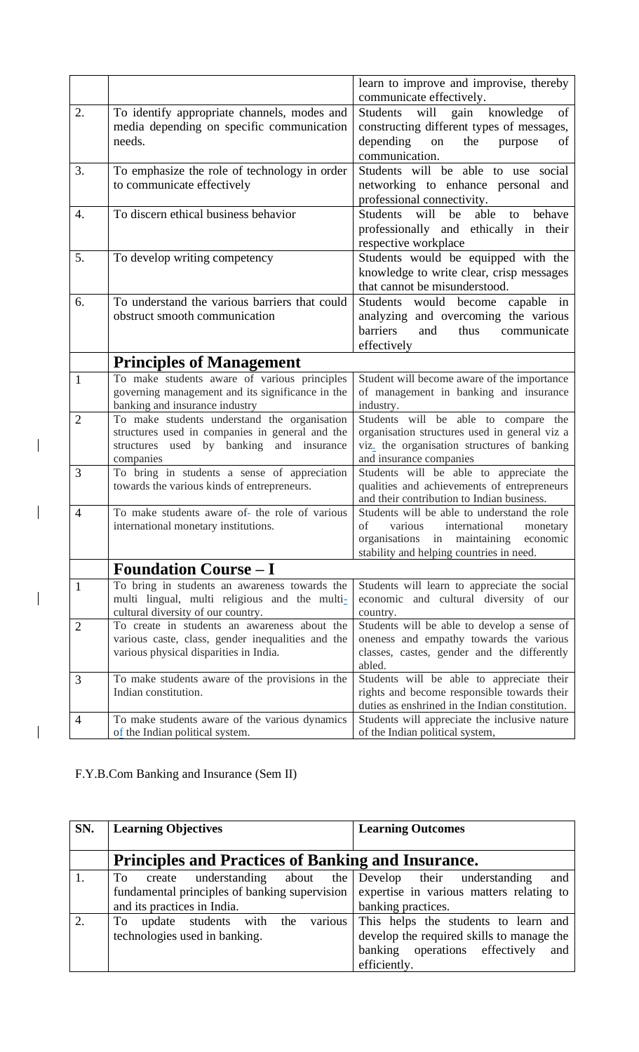| | | learn to improve and improvise, thereby communicate effectively. |
|---|---|---|
| 2. | To identify appropriate channels, modes and media depending on specific communication needs. | Students will gain knowledge of constructing different types of messages, depending on the purpose of communication. |
| 3. | To emphasize the role of technology in order to communicate effectively | Students will be able to use social networking to enhance personal and professional connectivity. |
| 4. | To discern ethical business behavior | Students will be able to behave professionally and ethically in their respective workplace |
| 5. | To develop writing competency | Students would be equipped with the knowledge to write clear, crisp messages that cannot be misunderstood. |
| 6. | To understand the various barriers that could obstruct smooth communication | Students would become capable in analyzing and overcoming the various barriers and thus communicate effectively |
| | **Principles of Management** | |
| 1 | To make students aware of various principles governing management and its significance in the banking and insurance industry | Student will become aware of the importance of management in banking and insurance industry. |
| 2 | To make students understand the organisation structures used in companies in general and the structures used by banking and insurance companies | Students will be able to compare the organisation structures used in general viz a viz. the organisation structures of banking and insurance companies |
| 3 | To bring in students a sense of appreciation towards the various kinds of entrepreneurs. | Students will be able to appreciate the qualities and achievements of entrepreneurs and their contribution to Indian business. |
| 4 | To make students aware of- the role of various international monetary institutions. | Students will be able to understand the role of various international monetary organisations in maintaining economic stability and helping countries in need. |
| | **Foundation Course – I** | |
| 1 | To bring in students an awareness towards the multi lingual, multi religious and the multi-cultural diversity of our country. | Students will learn to appreciate the social economic and cultural diversity of our country. |
| 2 | To create in students an awareness about the various caste, class, gender inequalities and the various physical disparities in India. | Students will be able to develop a sense of oneness and empathy towards the various classes, castes, gender and the differently abled. |
| 3 | To make students aware of the provisions in the Indian constitution. | Students will be able to appreciate their rights and become responsible towards their duties as enshrined in the Indian constitution. |
| 4 | To make students aware of the various dynamics of the Indian political system. | Students will appreciate the inclusive nature of the Indian political system, |

F.Y.B.Com Banking and Insurance (Sem II)

| SN. | Learning Objectives | Learning Outcomes |
|---|---|---|
| | **Principles and Practices of Banking and Insurance.** | |
| 1. | To create understanding about the fundamental principles of banking supervision and its practices in India. | Develop their understanding and expertise in various matters relating to banking practices. |
| 2. | To update students with the various technologies used in banking. | This helps the students to learn and develop the required skills to manage the banking operations effectively and efficiently. |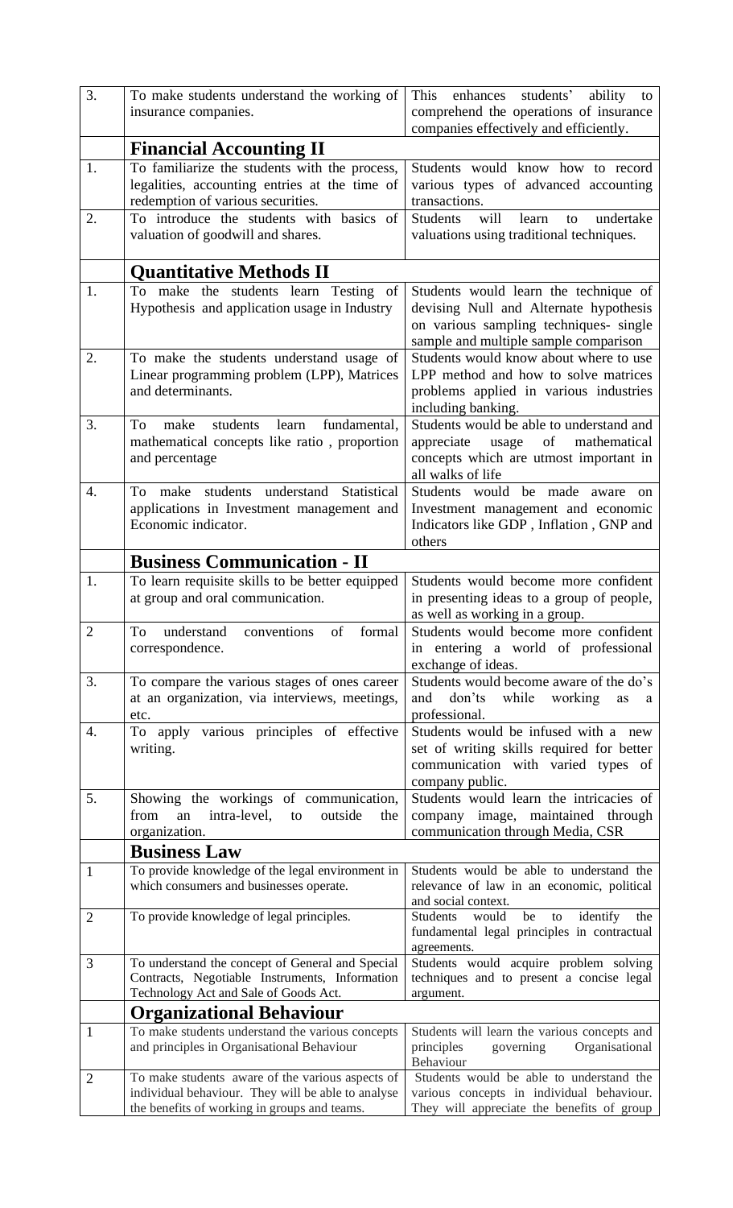| | | |
|---|---|---|
| 3. | To make students understand the working of insurance companies. | This enhances students' ability to comprehend the operations of insurance companies effectively and efficiently. |
| | **Financial Accounting II** | |
| 1. | To familiarize the students with the process, legalities, accounting entries at the time of redemption of various securities. | Students would know how to record various types of advanced accounting transactions. |
| 2. | To introduce the students with basics of valuation of goodwill and shares. | Students will learn to undertake valuations using traditional techniques. |
| | **Quantitative Methods II** | |
| 1. | To make the students learn Testing of Hypothesis and application usage in Industry | Students would learn the technique of devising Null and Alternate hypothesis on various sampling techniques- single sample and multiple sample comparison |
| 2. | To make the students understand usage of Linear programming problem (LPP), Matrices and determinants. | Students would know about where to use LPP method and how to solve matrices problems applied in various industries including banking. |
| 3. | To make students learn fundamental, mathematical concepts like ratio , proportion and percentage | Students would be able to understand and appreciate usage of mathematical concepts which are utmost important in all walks of life |
| 4. | To make students understand Statistical applications in Investment management and Economic indicator. | Students would be made aware on Investment management and economic Indicators like GDP , Inflation , GNP and others |
| | **Business Communication - II** | |
| 1. | To learn requisite skills to be better equipped at group and oral communication. | Students would become more confident in presenting ideas to a group of people, as well as working in a group. |
| 2 | To understand conventions of formal correspondence. | Students would become more confident in entering a world of professional exchange of ideas. |
| 3. | To compare the various stages of ones career at an organization, via interviews, meetings, etc. | Students would become aware of the do's and don'ts while working as a professional. |
| 4. | To apply various principles of effective writing. | Students would be infused with a new set of writing skills required for better communication with varied types of company public. |
| 5. | Showing the workings of communication, from an intra-level, to outside the organization. | Students would learn the intricacies of company image, maintained through communication through Media, CSR |
| | **Business Law** | |
| 1 | To provide knowledge of the legal environment in which consumers and businesses operate. | Students would be able to understand the relevance of law in an economic, political and social context. |
| 2 | To provide knowledge of legal principles. | Students would be to identify the fundamental legal principles in contractual agreements. |
| 3 | To understand the concept of General and Special Contracts, Negotiable Instruments, Information Technology Act and Sale of Goods Act. | Students would acquire problem solving techniques and to present a concise legal argument. |
| | **Organizational Behaviour** | |
| 1 | To make students understand the various concepts and principles in Organisational Behaviour | Students will learn the various concepts and principles governing Organisational Behaviour |
| 2 | To make students aware of the various aspects of individual behaviour. They will be able to analyse the benefits of working in groups and teams. | Students would be able to understand the various concepts in individual behaviour. They will appreciate the benefits of group |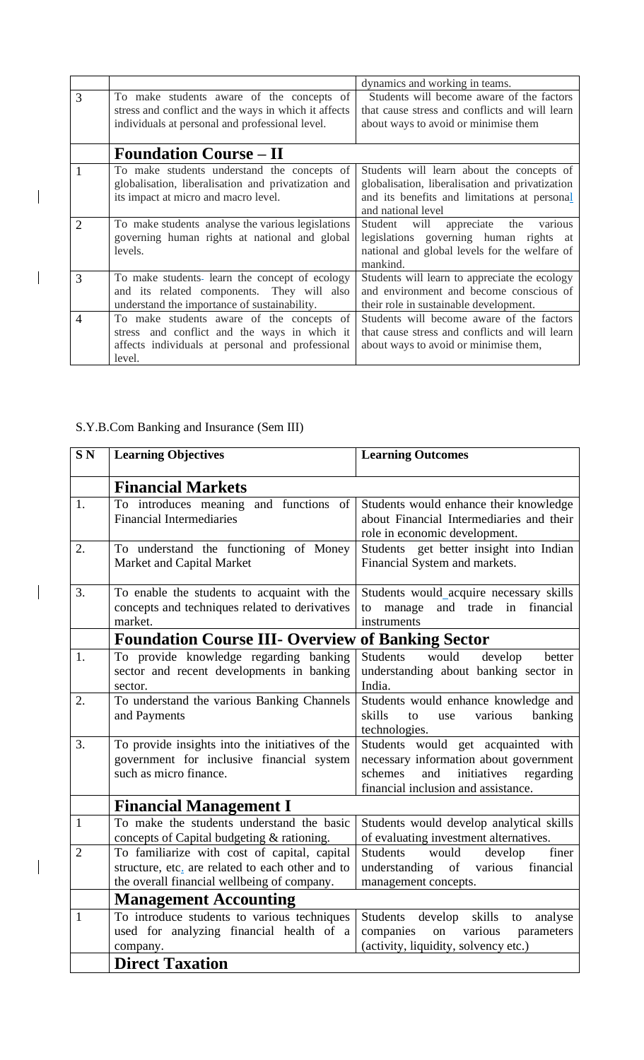| | | |
|---|---|---|
| | | dynamics and working in teams. |
| 3 | To make students aware of the concepts of stress and conflict and the ways in which it affects individuals at personal and professional level. | Students will become aware of the factors that cause stress and conflicts and will learn about ways to avoid or minimise them |
| | **Foundation Course – II** | |
| 1 | To make students understand the concepts of globalisation, liberalisation and privatization and its impact at micro and macro level. | Students will learn about the concepts of globalisation, liberalisation and privatization and its benefits and limitations at personal and national level |
| 2 | To make students analyse the various legislations governing human rights at national and global levels. | Student will appreciate the various legislations governing human rights at national and global levels for the welfare of mankind. |
| 3 | To make students learn the concept of ecology and its related components. They will also understand the importance of sustainability. | Students will learn to appreciate the ecology and environment and become conscious of their role in sustainable development. |
| 4 | To make students aware of the concepts of stress and conflict and the ways in which it affects individuals at personal and professional level. | Students will become aware of the factors that cause stress and conflicts and will learn about ways to avoid or minimise them, |

S.Y.B.Com Banking and Insurance (Sem III)

| S N | Learning Objectives | Learning Outcomes |
|---|---|---|
| | **Financial Markets** | |
| 1. | To introduces meaning and functions of Financial Intermediaries | Students would enhance their knowledge about Financial Intermediaries and their role in economic development. |
| 2. | To understand the functioning of Money Market and Capital Market | Students get better insight into Indian Financial System and markets. |
| 3. | To enable the students to acquaint with the concepts and techniques related to derivatives market. | Students would acquire necessary skills to manage and trade in financial instruments |
| | **Foundation Course III- Overview of Banking Sector** | |
| 1. | To provide knowledge regarding banking sector and recent developments in banking sector. | Students would develop better understanding about banking sector in India. |
| 2. | To understand the various Banking Channels and Payments | Students would enhance knowledge and skills to use various banking technologies. |
| 3. | To provide insights into the initiatives of the government for inclusive financial system such as micro finance. | Students would get acquainted with necessary information about government schemes and initiatives regarding financial inclusion and assistance. |
| | **Financial Management I** | |
| 1 | To make the students understand the basic concepts of Capital budgeting & rationing. | Students would develop analytical skills of evaluating investment alternatives. |
| 2 | To familiarize with cost of capital, capital structure, etc. are related to each other and to the overall financial wellbeing of company. | Students would develop finer understanding of various financial management concepts. |
| | **Management Accounting** | |
| 1 | To introduce students to various techniques used for analyzing financial health of a company. | Students develop skills to analyse companies on various parameters (activity, liquidity, solvency etc.) |
| | **Direct Taxation** | |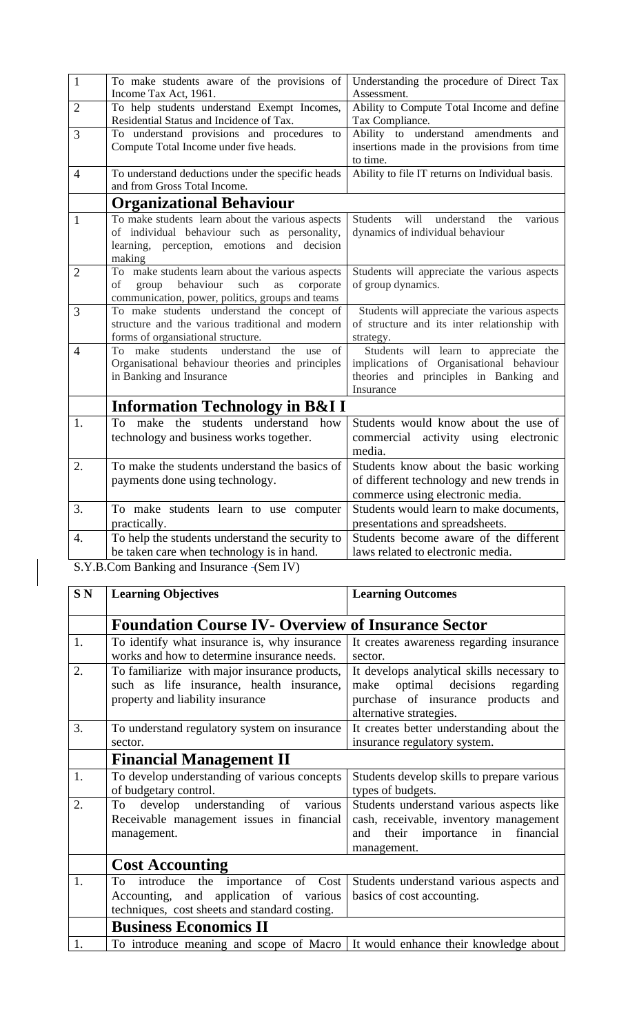| | | |
|---|---|---|
| 1 | To make students aware of the provisions of Income Tax Act, 1961. | Understanding the procedure of Direct Tax Assessment. |
| 2 | To help students understand Exempt Incomes, Residential Status and Incidence of Tax. | Ability to Compute Total Income and define Tax Compliance. |
| 3 | To understand provisions and procedures to Compute Total Income under five heads. | Ability to understand amendments and insertions made in the provisions from time to time. |
| 4 | To understand deductions under the specific heads and from Gross Total Income. | Ability to file IT returns on Individual basis. |
| | **Organizational Behaviour** | |
| 1 | To make students learn about the various aspects of individual behaviour such as personality, learning, perception, emotions and decision making | Students will understand the various dynamics of individual behaviour |
| 2 | To make students learn about the various aspects of group behaviour such as corporate communication, power, politics, groups and teams | Students will appreciate the various aspects of group dynamics. |
| 3 | To make students understand the concept of structure and the various traditional and modern forms of organsiational structure. | Students will appreciate the various aspects of structure and its inter relationship with strategy. |
| 4 | To make students understand the use of Organisational behaviour theories and principles in Banking and Insurance | Students will learn to appreciate the implications of Organisational behaviour theories and principles in Banking and Insurance |
| | **Information Technology in B&I I** | |
| 1. | To make the students understand how technology and business works together. | Students would know about the use of commercial activity using electronic media. |
| 2. | To make the students understand the basics of payments done using technology. | Students know about the basic working of different technology and new trends in commerce using electronic media. |
| 3. | To make students learn to use computer practically. | Students would learn to make documents, presentations and spreadsheets. |
| 4. | To help the students understand the security to be taken care when technology is in hand. | Students become aware of the different laws related to electronic media. |

S.Y.B.Com Banking and Insurance -(Sem IV)

| S N | Learning Objectives | Learning Outcomes |
|---|---|---|
| | **Foundation Course IV- Overview of Insurance Sector** | |
| 1. | To identify what insurance is, why insurance works and how to determine insurance needs. | It creates awareness regarding insurance sector. |
| 2. | To familiarize with major insurance products, such as life insurance, health insurance, property and liability insurance | It develops analytical skills necessary to make optimal decisions regarding purchase of insurance products and alternative strategies. |
| 3. | To understand regulatory system on insurance sector. | It creates better understanding about the insurance regulatory system. |
| | **Financial Management II** | |
| 1. | To develop understanding of various concepts of budgetary control. | Students develop skills to prepare various types of budgets. |
| 2. | To develop understanding of various Receivable management issues in financial management. | Students understand various aspects like cash, receivable, inventory management and their importance in financial management. |
| | **Cost Accounting** | |
| 1. | To introduce the importance of Cost Accounting, and application of various techniques, cost sheets and standard costing. | Students understand various aspects and basics of cost accounting. |
| | **Business Economics II** | |
| 1. | To introduce meaning and scope of Macro | It would enhance their knowledge about |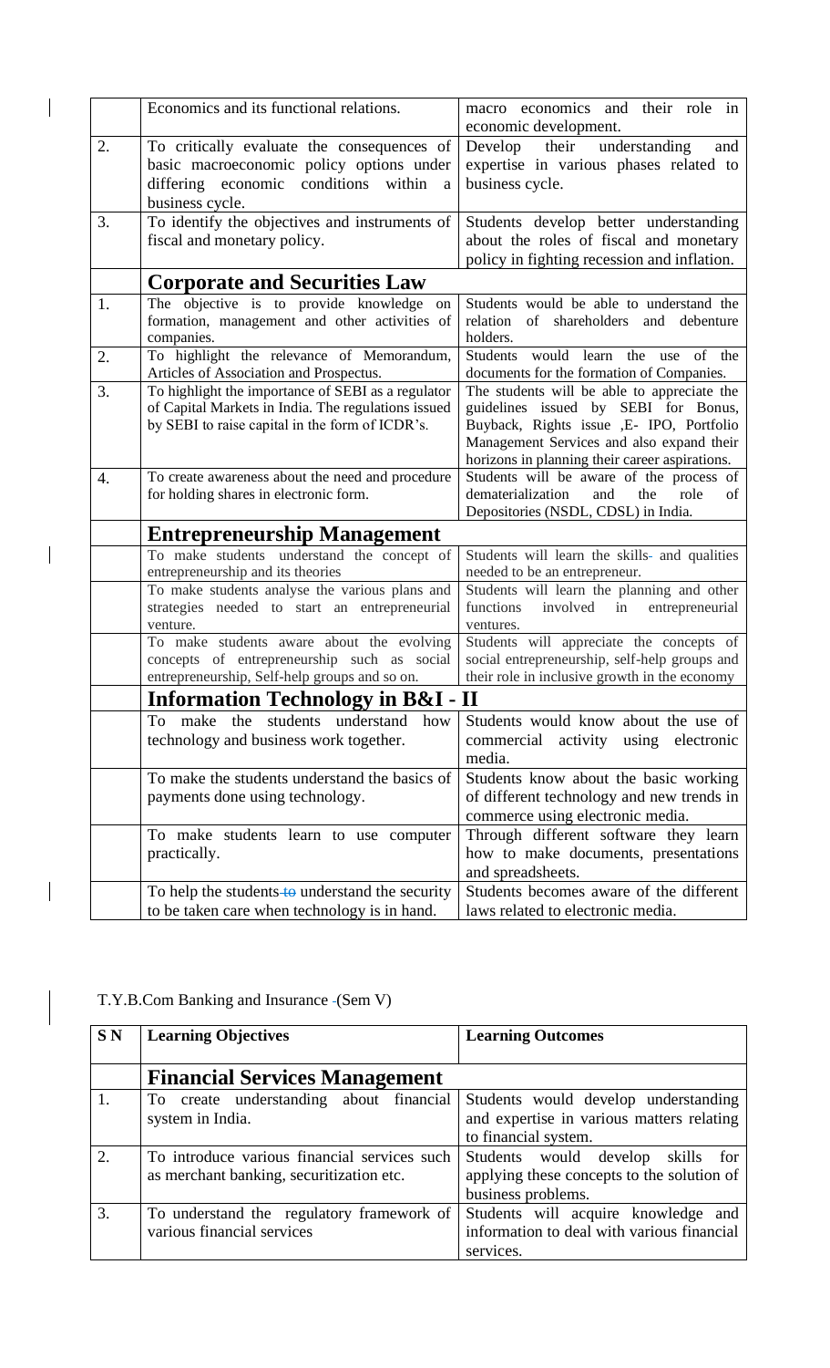|  | Economics and its functional relations. | macro economics and their role in economic development. |
|---|---|---|
| 2. | To critically evaluate the consequences of basic macroeconomic policy options under differing economic conditions within a business cycle. | Develop their understanding and expertise in various phases related to business cycle. |
| 3. | To identify the objectives and instruments of fiscal and monetary policy. | Students develop better understanding about the roles of fiscal and monetary policy in fighting recession and inflation. |
|  | **Corporate and Securities Law** |  |
| 1. | The objective is to provide knowledge on formation, management and other activities of companies. | Students would be able to understand the relation of shareholders and debenture holders. |
| 2. | To highlight the relevance of Memorandum, Articles of Association and Prospectus. | Students would learn the use of the documents for the formation of Companies. |
| 3. | To highlight the importance of SEBI as a regulator of Capital Markets in India. The regulations issued by SEBI to raise capital in the form of ICDR's. | The students will be able to appreciate the guidelines issued by SEBI for Bonus, Buyback, Rights issue ,E- IPO, Portfolio Management Services and also expand their horizons in planning their career aspirations. |
| 4. | To create awareness about the need and procedure for holding shares in electronic form. | Students will be aware of the process of dematerialization and the role of Depositories (NSDL, CDSL) in India. |
|  | **Entrepreneurship Management** |  |
|  | To make students understand the concept of entrepreneurship and its theories | Students will learn the skills and qualities needed to be an entrepreneur. |
|  | To make students analyse the various plans and strategies needed to start an entrepreneurial venture. | Students will learn the planning and other functions involved in entrepreneurial ventures. |
|  | To make students aware about the evolving concepts of entrepreneurship such as social entrepreneurship, Self-help groups and so on. | Students will appreciate the concepts of social entrepreneurship, self-help groups and their role in inclusive growth in the economy |
|  | **Information Technology in B&I - II** |  |
|  | To make the students understand how technology and business work together. | Students would know about the use of commercial activity using electronic media. |
|  | To make the students understand the basics of payments done using technology. | Students know about the basic working of different technology and new trends in commerce using electronic media. |
|  | To make students learn to use computer practically. | Through different software they learn how to make documents, presentations and spreadsheets. |
|  | To help the students to understand the security to be taken care when technology is in hand. | Students becomes aware of the different laws related to electronic media. |

T.Y.B.Com Banking and Insurance (Sem V)

| S N | Learning Objectives | Learning Outcomes |
|---|---|---|
|  | **Financial Services Management** |  |
| 1. | To create understanding about financial system in India. | Students would develop understanding and expertise in various matters relating to financial system. |
| 2. | To introduce various financial services such as merchant banking, securitization etc. | Students would develop skills for applying these concepts to the solution of business problems. |
| 3. | To understand the regulatory framework of various financial services | Students will acquire knowledge and information to deal with various financial services. |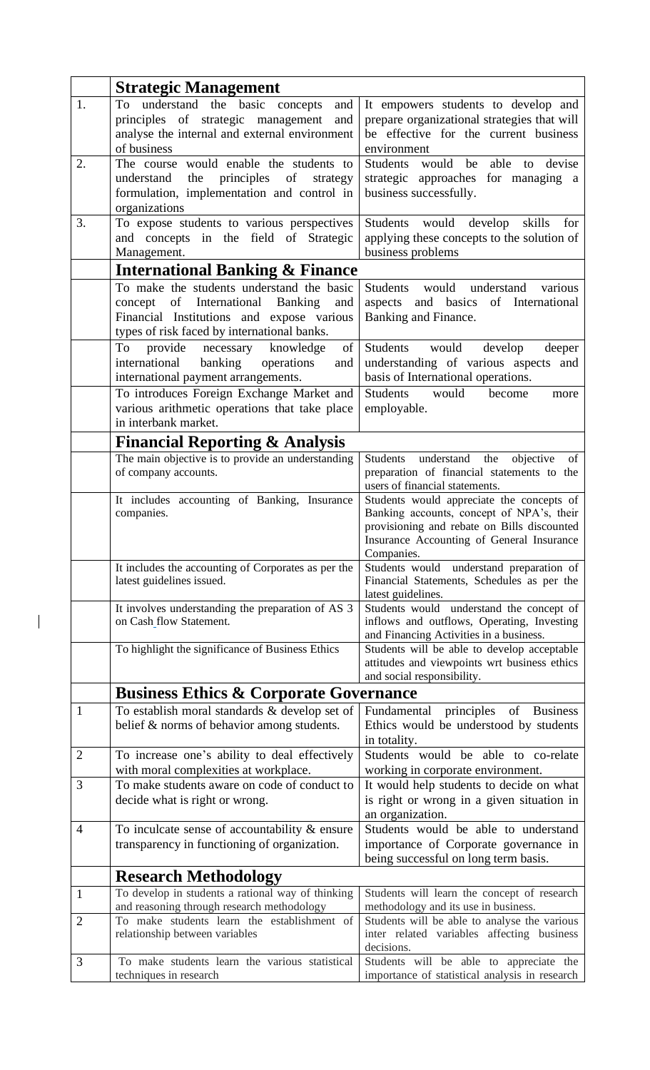| | **Strategic Management** | |
|---|---|---|
| 1. | To understand the basic concepts and principles of strategic management and analyse the internal and external environment of business | It empowers students to develop and prepare organizational strategies that will be effective for the current business environment |
| 2. | The course would enable the students to understand the principles of strategy formulation, implementation and control in organizations | Students would be able to devise strategic approaches for managing a business successfully. |
| 3. | To expose students to various perspectives and concepts in the field of Strategic Management. | Students would develop skills for applying these concepts to the solution of business problems |
| | **International Banking & Finance** | |
| | To make the students understand the basic concept of International Banking and Financial Institutions and expose various types of risk faced by international banks. | Students would understand various aspects and basics of International Banking and Finance. |
| | To provide necessary knowledge of international banking operations and international payment arrangements. | Students would develop deeper understanding of various aspects and basis of International operations. |
| | To introduces Foreign Exchange Market and various arithmetic operations that take place in interbank market. | Students would become more employable. |
| | **Financial Reporting & Analysis** | |
| | The main objective is to provide an understanding of company accounts. | Students understand the objective of preparation of financial statements to the users of financial statements. |
| | It includes accounting of Banking, Insurance companies. | Students would appreciate the concepts of Banking accounts, concept of NPA's, their provisioning and rebate on Bills discounted Insurance Accounting of General Insurance Companies. |
| | It includes the accounting of Corporates as per the latest guidelines issued. | Students would understand preparation of Financial Statements, Schedules as per the latest guidelines. |
| | It involves understanding the preparation of AS 3 on Cash flow Statement. | Students would understand the concept of inflows and outflows, Operating, Investing and Financing Activities in a business. |
| | To highlight the significance of Business Ethics | Students will be able to develop acceptable attitudes and viewpoints wrt business ethics and social responsibility. |
| | **Business Ethics & Corporate Governance** | |
| 1 | To establish moral standards & develop set of belief & norms of behavior among students. | Fundamental principles of Business Ethics would be understood by students in totality. |
| 2 | To increase one's ability to deal effectively with moral complexities at workplace. | Students would be able to co-relate working in corporate environment. |
| 3 | To make students aware on code of conduct to decide what is right or wrong. | It would help students to decide on what is right or wrong in a given situation in an organization. |
| 4 | To inculcate sense of accountability & ensure transparency in functioning of organization. | Students would be able to understand importance of Corporate governance in being successful on long term basis. |
| | **Research Methodology** | |
| 1 | To develop in students a rational way of thinking and reasoning through research methodology | Students will learn the concept of research methodology and its use in business. |
| 2 | To make students learn the establishment of relationship between variables | Students will be able to analyse the various inter related variables affecting business decisions. |
| 3 | To make students learn the various statistical techniques in research | Students will be able to appreciate the importance of statistical analysis in research |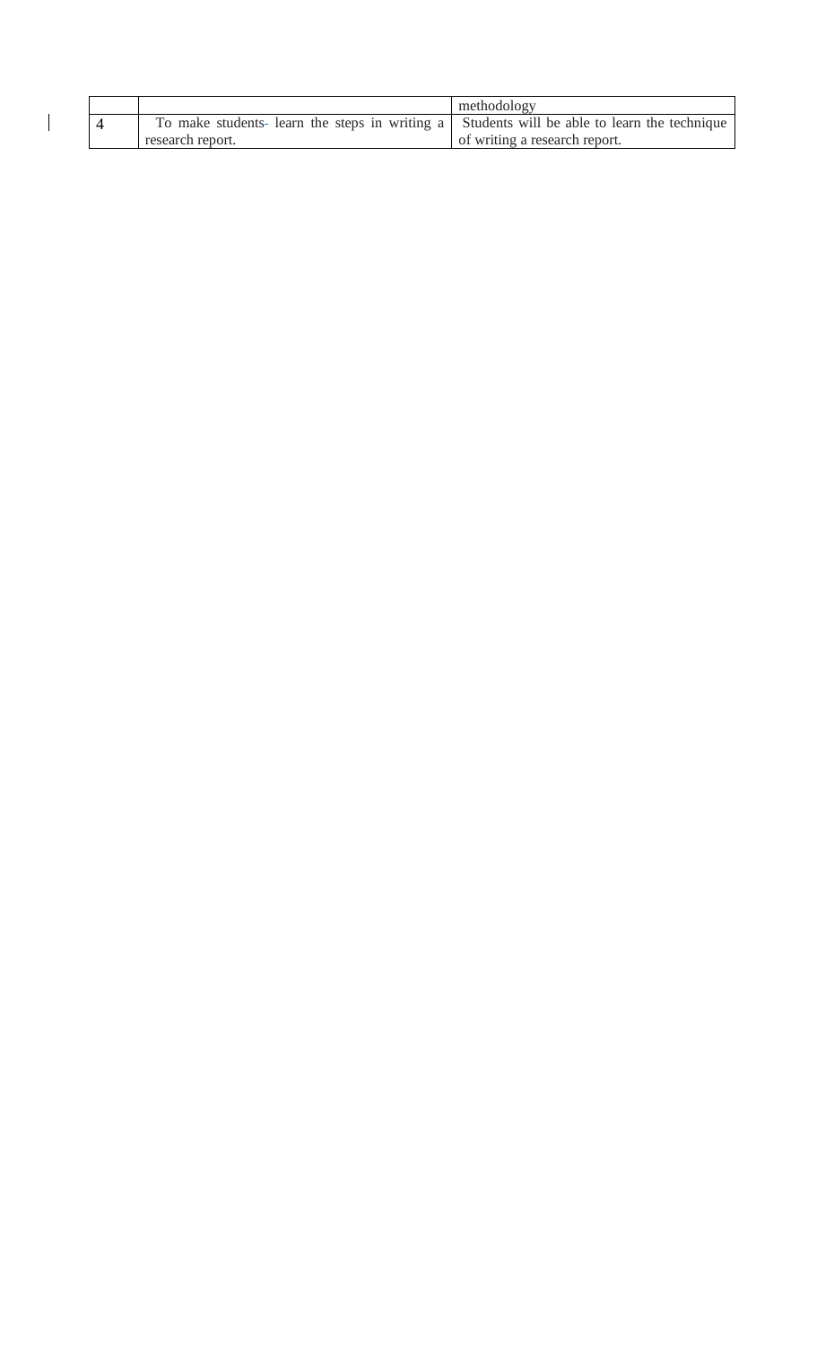| | | methodology |
|---|---|---|
| 4 | To make students- learn the steps in writing a research report. | Students will be able to learn the technique of writing a research report. |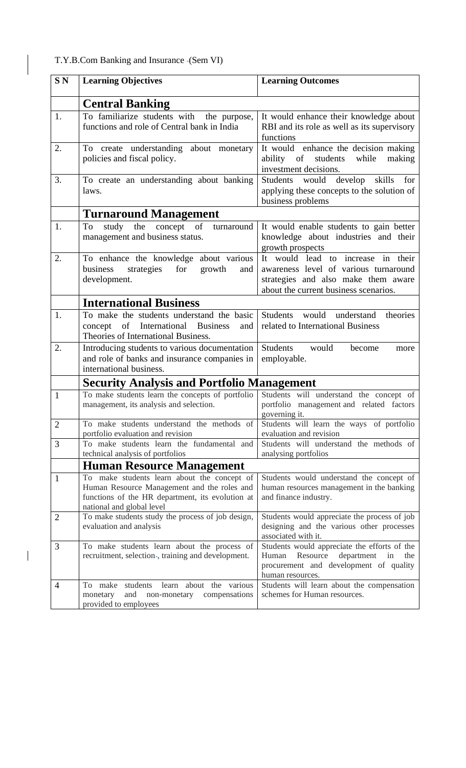T.Y.B.Com Banking and Insurance (Sem VI)

| S N | Learning Objectives | Learning Outcomes |
|---|---|---|
| | **Central Banking** | |
| 1. | To familiarize students with the purpose, functions and role of Central bank in India | It would enhance their knowledge about RBI and its role as well as its supervisory functions |
| 2. | To create understanding about monetary policies and fiscal policy. | It would enhance the decision making ability of students while making investment decisions. |
| 3. | To create an understanding about banking laws. | Students would develop skills for applying these concepts to the solution of business problems |
| | **Turnaround Management** | |
| 1. | To study the concept of turnaround management and business status. | It would enable students to gain better knowledge about industries and their growth prospects |
| 2. | To enhance the knowledge about various business strategies for growth and development. | It would lead to increase in their awareness level of various turnaround strategies and also make them aware about the current business scenarios. |
| | **International Business** | |
| 1. | To make the students understand the basic concept of International Business and Theories of International Business. | Students would understand theories related to International Business |
| 2. | Introducing students to various documentation and role of banks and insurance companies in international business. | Students would become more employable. |
| | **Security Analysis and Portfolio Management** | |
| 1 | To make students learn the concepts of portfolio management, its analysis and selection. | Students will understand the concept of portfolio management and related factors governing it. |
| 2 | To make students understand the methods of portfolio evaluation and revision | Students will learn the ways of portfolio evaluation and revision |
| 3 | To make students learn the fundamental and technical analysis of portfolios | Students will understand the methods of analysing portfolios |
| | **Human Resource Management** | |
| 1 | To make students learn about the concept of Human Resource Management and the roles and functions of the HR department, its evolution at national and global level | Students would understand the concept of human resources management in the banking and finance industry. |
| 2 | To make students study the process of job design, evaluation and analysis | Students would appreciate the process of job designing and the various other processes associated with it. |
| 3 | To make students learn about the process of recruitment, selection, training and development. | Students would appreciate the efforts of the Human Resource department in the procurement and development of quality human resources. |
| 4 | To make students learn about the various monetary and non-monetary compensations provided to employees | Students will learn about the compensation schemes for Human resources. |